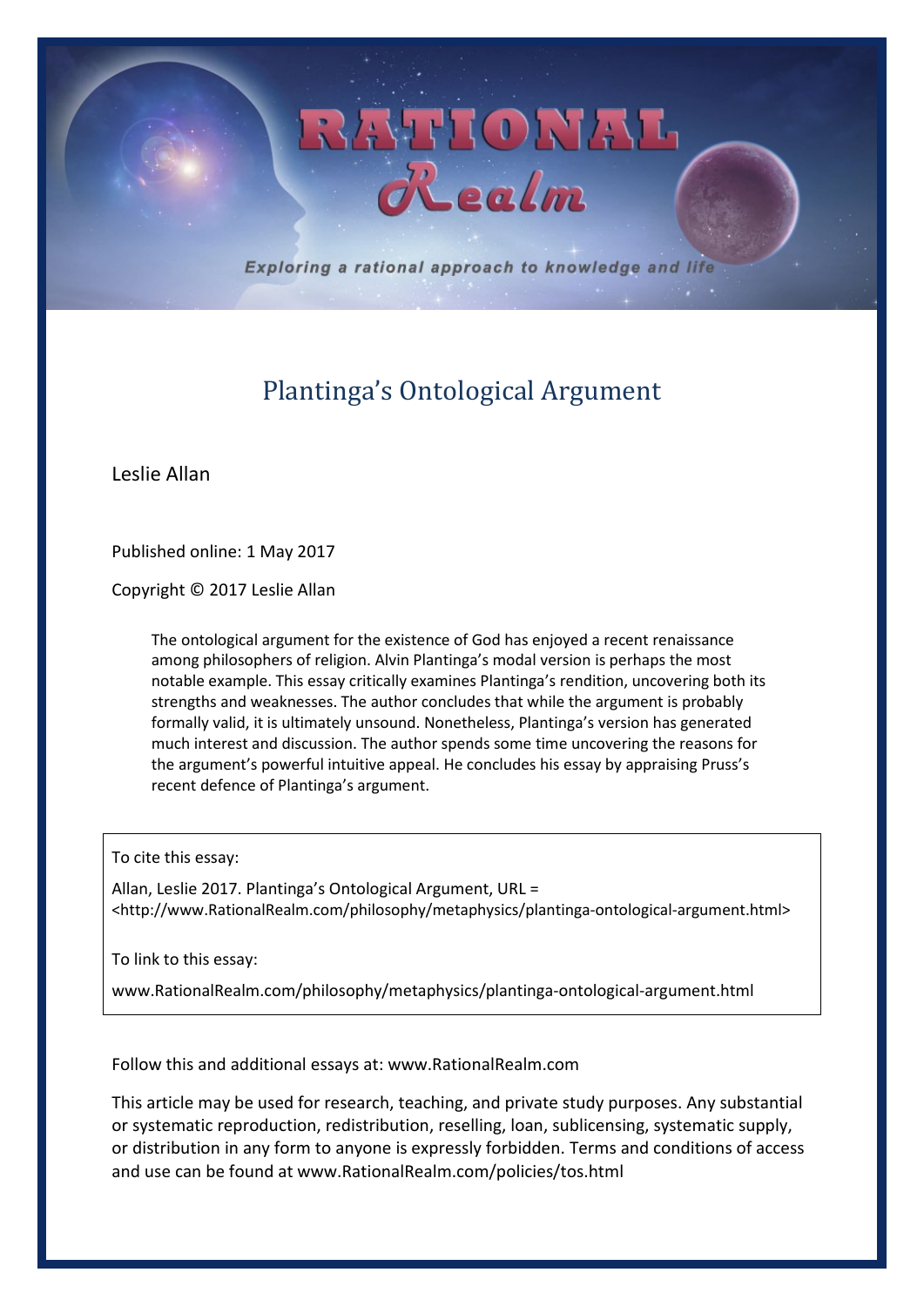# Plantinga's Ontological Argument

Leslie Allan

Published online: 1 May 2017

Copyright © 2017 Leslie Allan

> The ontological argument for the existence of God has enjoyed a recent renaissance among philosophers of religion. Alvin Plantinga's modal version is perhaps the most notable example. This essay critically examines Plantinga's rendition, uncovering both its strengths and weaknesses. The author concludes that while the argument is probably formally valid, it is ultimately unsound. Nonetheless, Plantinga's version has generated much interest and discussion. The author spends some time uncovering the reasons for the argument's powerful intuitive appeal. He concludes his essay by appraising Pruss's recent defence of Plantinga's argument.

To cite this essay:

Allan, Leslie 2017. Plantinga's Ontological Argument, URL = <http://www.RationalRealm.com/philosophy/metaphysics/plantinga-ontological-argument.html>

To link to this essay:

www.RationalRealm.com/philosophy/metaphysics/plantinga-ontological-argument.html

Follow this and additional essays at: www.RationalRealm.com

This article may be used for research, teaching, and private study purposes. Any substantial or systematic reproduction, redistribution, reselling, loan, sublicensing, systematic supply, or distribution in any form to anyone is expressly forbidden. Terms and conditions of access and use can be found at www.RationalRealm.com/policies/tos.html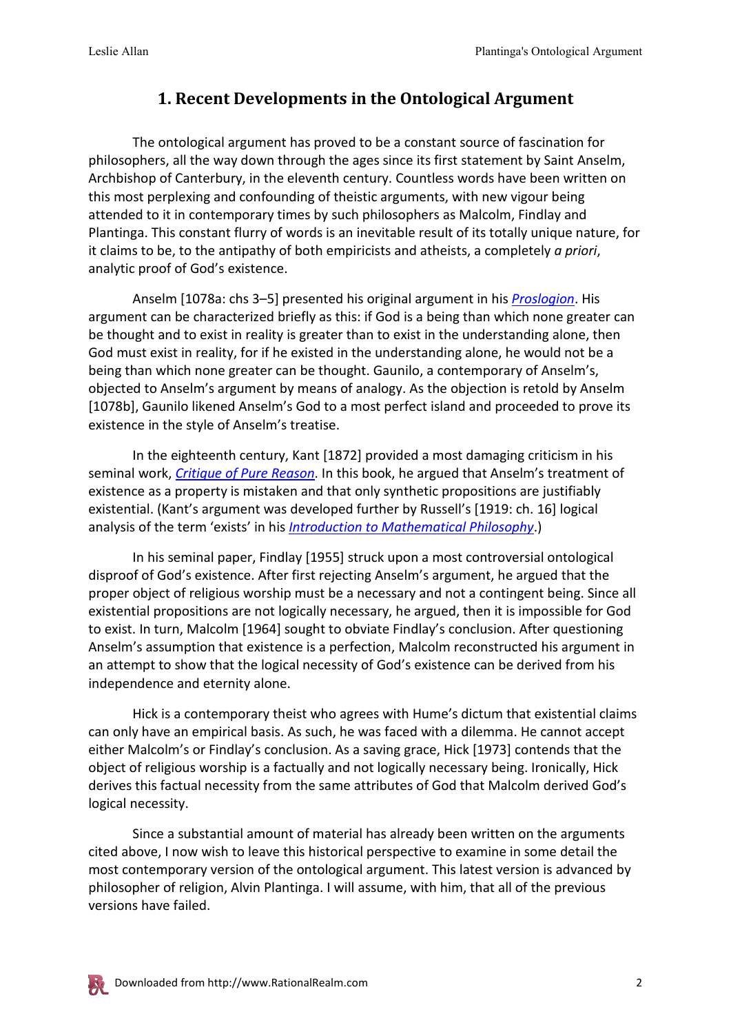# 1. Recent Developments in the Ontological Argument

The ontological argument has proved to be a constant source of fascination for philosophers, all the way down through the ages since its first statement by Saint Anselm, Archbishop of Canterbury, in the eleventh century. Countless words have been written on this most perplexing and confounding of theistic arguments, with new vigour being attended to it in contemporary times by such philosophers as Malcolm, Findlay and Plantinga. This constant flurry of words is an inevitable result of its totally unique nature, for it claims to be, to the antipathy of both empiricists and atheists, a completely *a priori*, analytic proof of God's existence.

Anselm [1078a: chs 3–5] presented his original argument in his *Proslogion*. His argument can be characterized briefly as this: if God is a being than which none greater can be thought and to exist in reality is greater than to exist in the understanding alone, then God must exist in reality, for if he existed in the understanding alone, he would not be a being than which none greater can be thought. Gaunilo, a contemporary of Anselm's, objected to Anselm's argument by means of analogy. As the objection is retold by Anselm [1078b], Gaunilo likened Anselm's God to a most perfect island and proceeded to prove its existence in the style of Anselm's treatise.

In the eighteenth century, Kant [1872] provided a most damaging criticism in his seminal work, *Critique of Pure Reason*. In this book, he argued that Anselm's treatment of existence as a property is mistaken and that only synthetic propositions are justifiably existential. (Kant's argument was developed further by Russell's [1919: ch. 16] logical analysis of the term 'exists' in his *Introduction to Mathematical Philosophy*.)

In his seminal paper, Findlay [1955] struck upon a most controversial ontological disproof of God's existence. After first rejecting Anselm's argument, he argued that the proper object of religious worship must be a necessary and not a contingent being. Since all existential propositions are not logically necessary, he argued, then it is impossible for God to exist. In turn, Malcolm [1964] sought to obviate Findlay's conclusion. After questioning Anselm's assumption that existence is a perfection, Malcolm reconstructed his argument in an attempt to show that the logical necessity of God's existence can be derived from his independence and eternity alone.

Hick is a contemporary theist who agrees with Hume's dictum that existential claims can only have an empirical basis. As such, he was faced with a dilemma. He cannot accept either Malcolm's or Findlay's conclusion. As a saving grace, Hick [1973] contends that the object of religious worship is a factually and not logically necessary being. Ironically, Hick derives this factual necessity from the same attributes of God that Malcolm derived God's logical necessity.

Since a substantial amount of material has already been written on the arguments cited above, I now wish to leave this historical perspective to examine in some detail the most contemporary version of the ontological argument. This latest version is advanced by philosopher of religion, Alvin Plantinga. I will assume, with him, that all of the previous versions have failed.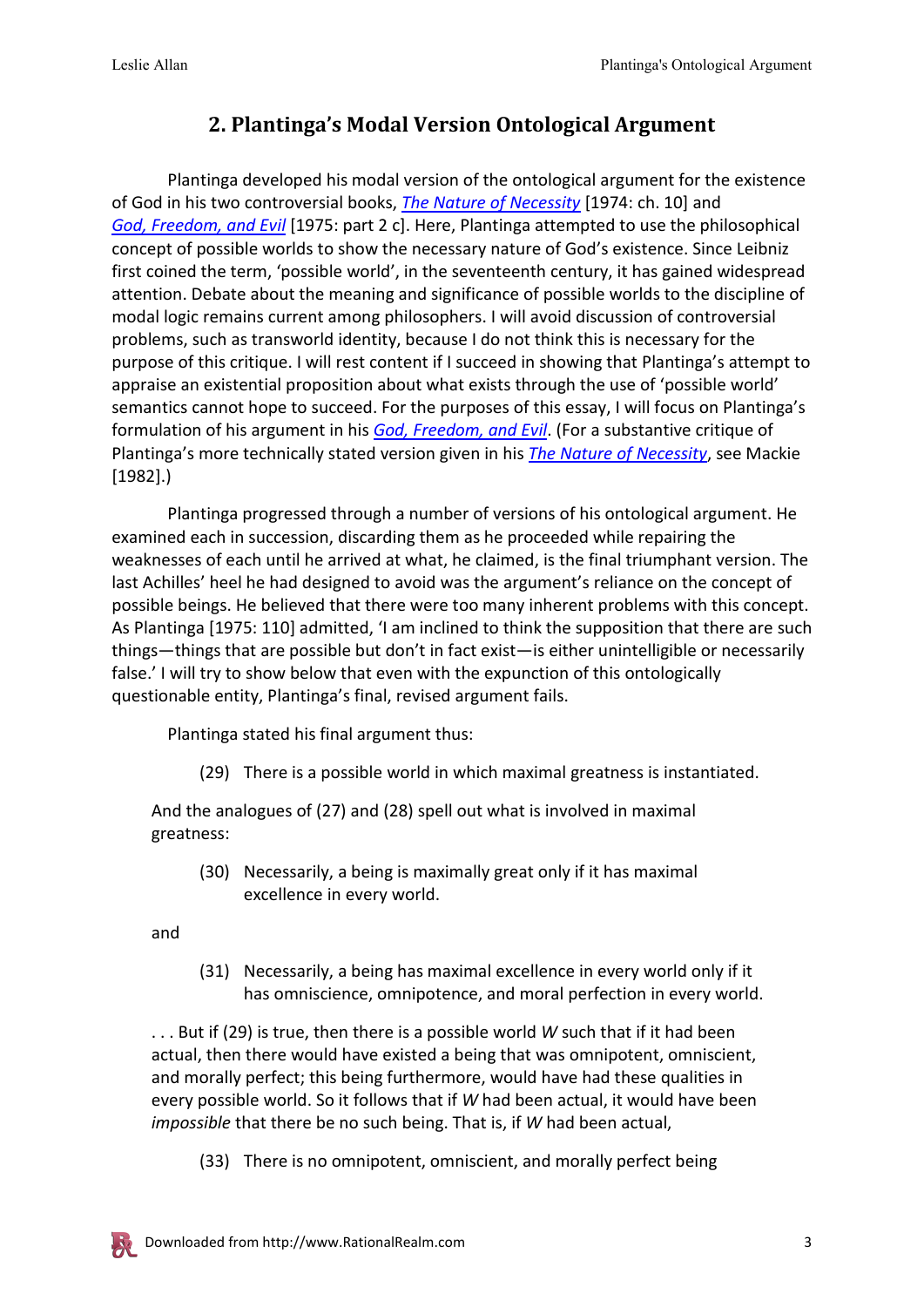## 2. Plantinga's Modal Version Ontological Argument

Plantinga developed his modal version of the ontological argument for the existence of God in his two controversial books, *The Nature of Necessity* [1974: ch. 10] and *God, Freedom, and Evil* [1975: part 2 c]. Here, Plantinga attempted to use the philosophical concept of possible worlds to show the necessary nature of God's existence. Since Leibniz first coined the term, 'possible world', in the seventeenth century, it has gained widespread attention. Debate about the meaning and significance of possible worlds to the discipline of modal logic remains current among philosophers. I will avoid discussion of controversial problems, such as transworld identity, because I do not think this is necessary for the purpose of this critique. I will rest content if I succeed in showing that Plantinga's attempt to appraise an existential proposition about what exists through the use of 'possible world' semantics cannot hope to succeed. For the purposes of this essay, I will focus on Plantinga's formulation of his argument in his *God, Freedom, and Evil*. (For a substantive critique of Plantinga's more technically stated version given in his *The Nature of Necessity*, see Mackie [1982].)

Plantinga progressed through a number of versions of his ontological argument. He examined each in succession, discarding them as he proceeded while repairing the weaknesses of each until he arrived at what, he claimed, is the final triumphant version. The last Achilles' heel he had designed to avoid was the argument's reliance on the concept of possible beings. He believed that there were too many inherent problems with this concept. As Plantinga [1975: 110] admitted, 'I am inclined to think the supposition that there are such things—things that are possible but don't in fact exist—is either unintelligible or necessarily false.' I will try to show below that even with the expunction of this ontologically questionable entity, Plantinga's final, revised argument fails.

Plantinga stated his final argument thus:

> (29) There is a possible world in which maximal greatness is instantiated.
>
> And the analogues of (27) and (28) spell out what is involved in maximal greatness:
>
> (30) Necessarily, a being is maximally great only if it has maximal excellence in every world.
>
> and
>
> (31) Necessarily, a being has maximal excellence in every world only if it has omniscience, omnipotence, and moral perfection in every world.
>
> . . . But if (29) is true, then there is a possible world *W* such that if it had been actual, then there would have existed a being that was omnipotent, omniscient, and morally perfect; this being furthermore, would have had these qualities in every possible world. So it follows that if *W* had been actual, it would have been *impossible* that there be no such being. That is, if *W* had been actual,
>
> (33) There is no omnipotent, omniscient, and morally perfect being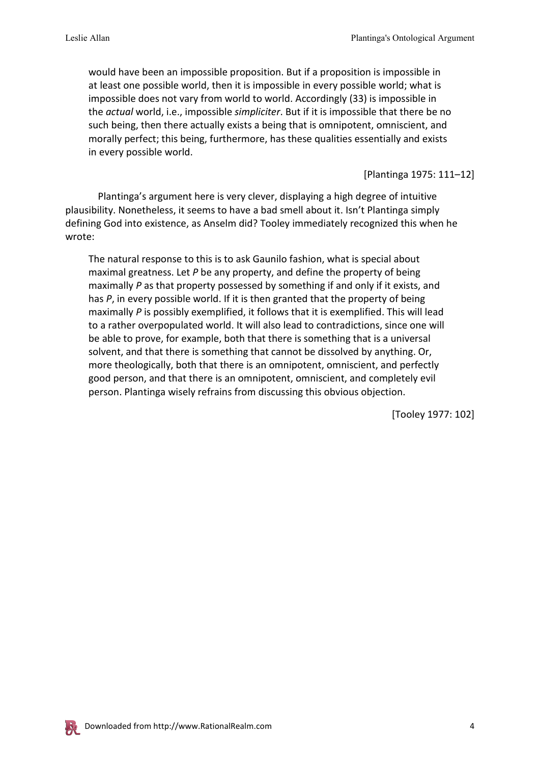> would have been an impossible proposition. But if a proposition is impossible in at least one possible world, then it is impossible in every possible world; what is impossible does not vary from world to world. Accordingly (33) is impossible in the *actual* world, i.e., impossible *simpliciter*. But if it is impossible that there be no such being, then there actually exists a being that is omnipotent, omniscient, and morally perfect; this being, furthermore, has these qualities essentially and exists in every possible world.
>
> [Plantinga 1975: 111–12]

Plantinga's argument here is very clever, displaying a high degree of intuitive plausibility. Nonetheless, it seems to have a bad smell about it. Isn't Plantinga simply defining God into existence, as Anselm did? Tooley immediately recognized this when he wrote:

> The natural response to this is to ask Gaunilo fashion, what is special about maximal greatness. Let *P* be any property, and define the property of being maximally *P* as that property possessed by something if and only if it exists, and has *P*, in every possible world. If it is then granted that the property of being maximally *P* is possibly exemplified, it follows that it is exemplified. This will lead to a rather overpopulated world. It will also lead to contradictions, since one will be able to prove, for example, both that there is something that is a universal solvent, and that there is something that cannot be dissolved by anything. Or, more theologically, both that there is an omnipotent, omniscient, and perfectly good person, and that there is an omnipotent, omniscient, and completely evil person. Plantinga wisely refrains from discussing this obvious objection.
>
> [Tooley 1977: 102]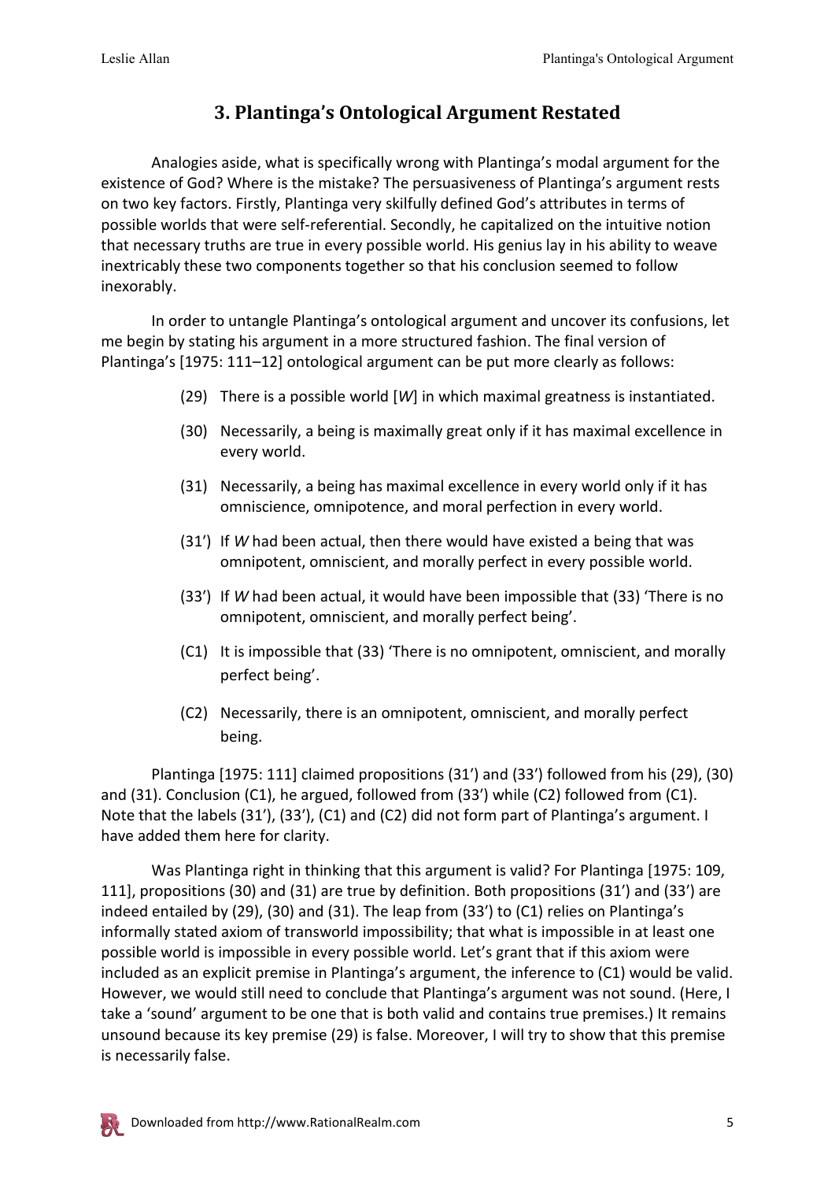## 3. Plantinga's Ontological Argument Restated

Analogies aside, what is specifically wrong with Plantinga's modal argument for the existence of God? Where is the mistake? The persuasiveness of Plantinga's argument rests on two key factors. Firstly, Plantinga very skilfully defined God's attributes in terms of possible worlds that were self-referential. Secondly, he capitalized on the intuitive notion that necessary truths are true in every possible world. His genius lay in his ability to weave inextricably these two components together so that his conclusion seemed to follow inexorably.

In order to untangle Plantinga's ontological argument and uncover its confusions, let me begin by stating his argument in a more structured fashion. The final version of Plantinga's [1975: 111–12] ontological argument can be put more clearly as follows:

> (29) There is a possible world [*W*] in which maximal greatness is instantiated.
>
> (30) Necessarily, a being is maximally great only if it has maximal excellence in every world.
>
> (31) Necessarily, a being has maximal excellence in every world only if it has omniscience, omnipotence, and moral perfection in every world.
>
> (31′) If *W* had been actual, then there would have existed a being that was omnipotent, omniscient, and morally perfect in every possible world.
>
> (33′) If *W* had been actual, it would have been impossible that (33) 'There is no omnipotent, omniscient, and morally perfect being'.
>
> (C1) It is impossible that (33) 'There is no omnipotent, omniscient, and morally perfect being'.
>
> (C2) Necessarily, there is an omnipotent, omniscient, and morally perfect being.

Plantinga [1975: 111] claimed propositions (31′) and (33′) followed from his (29), (30) and (31). Conclusion (C1), he argued, followed from (33′) while (C2) followed from (C1). Note that the labels (31′), (33′), (C1) and (C2) did not form part of Plantinga's argument. I have added them here for clarity.

Was Plantinga right in thinking that this argument is valid? For Plantinga [1975: 109, 111], propositions (30) and (31) are true by definition. Both propositions (31′) and (33′) are indeed entailed by (29), (30) and (31). The leap from (33′) to (C1) relies on Plantinga's informally stated axiom of transworld impossibility; that what is impossible in at least one possible world is impossible in every possible world. Let's grant that if this axiom were included as an explicit premise in Plantinga's argument, the inference to (C1) would be valid. However, we would still need to conclude that Plantinga's argument was not sound. (Here, I take a 'sound' argument to be one that is both valid and contains true premises.) It remains unsound because its key premise (29) is false. Moreover, I will try to show that this premise is necessarily false.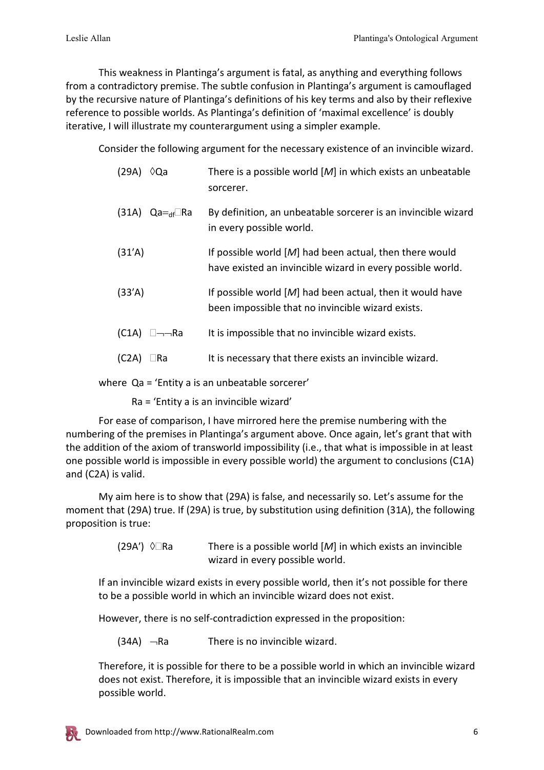This weakness in Plantinga's argument is fatal, as anything and everything follows from a contradictory premise. The subtle confusion in Plantinga's argument is camouflaged by the recursive nature of Plantinga's definitions of his key terms and also by their reflexive reference to possible worlds. As Plantinga's definition of 'maximal excellence' is doubly iterative, I will illustrate my counterargument using a simpler example.

Consider the following argument for the necessary existence of an invincible wizard.

| | | |
|---|---|---|
| (29A) | $\Diamond Qa$ | There is a possible world [*M*] in which exists an unbeatable sorcerer. |
| (31A) | $Qa =_{df} \Box Ra$ | By definition, an unbeatable sorcerer is an invincible wizard in every possible world. |
| (31'A) | | If possible world [*M*] had been actual, then there would have existed an invincible wizard in every possible world. |
| (33'A) | | If possible world [*M*] had been actual, then it would have been impossible that no invincible wizard exists. |
| (C1A) | $\Box \neg\neg Ra$ | It is impossible that no invincible wizard exists. |
| (C2A) | $\Box Ra$ | It is necessary that there exists an invincible wizard. |

where $Qa$ = 'Entity a is an unbeatable sorcerer'

$Ra$ = 'Entity a is an invincible wizard'

For ease of comparison, I have mirrored here the premise numbering with the numbering of the premises in Plantinga's argument above. Once again, let's grant that with the addition of the axiom of transworld impossibility (i.e., that what is impossible in at least one possible world is impossible in every possible world) the argument to conclusions (C1A) and (C2A) is valid.

My aim here is to show that (29A) is false, and necessarily so. Let's assume for the moment that (29A) true. If (29A) is true, by substitution using definition (31A), the following proposition is true:

| | | |
|---|---|---|
| (29A') | $\Diamond \Box Ra$ | There is a possible world [*M*] in which exists an invincible wizard in every possible world. |

If an invincible wizard exists in every possible world, then it's not possible for there to be a possible world in which an invincible wizard does not exist.

However, there is no self-contradiction expressed in the proposition:

| | | |
|---|---|---|
| (34A) | $\neg Ra$ | There is no invincible wizard. |

Therefore, it is possible for there to be a possible world in which an invincible wizard does not exist. Therefore, it is impossible that an invincible wizard exists in every possible world.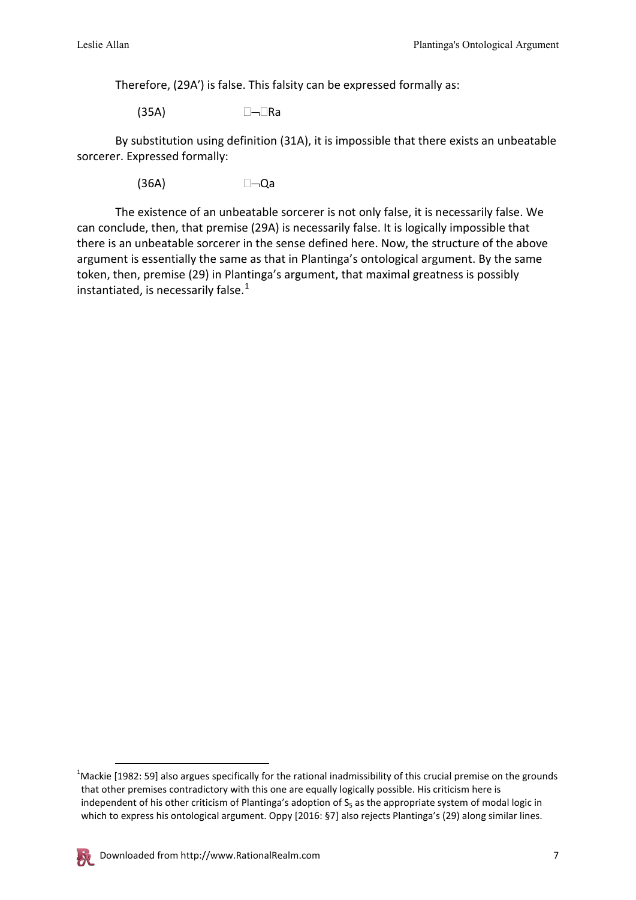Therefore, (29A′) is false. This falsity can be expressed formally as:

(35A) $\Box\neg\Box Ra$

By substitution using definition (31A), it is impossible that there exists an unbeatable sorcerer. Expressed formally:

(36A) $\Box\neg Qa$

The existence of an unbeatable sorcerer is not only false, it is necessarily false. We can conclude, then, that premise (29A) is necessarily false. It is logically impossible that there is an unbeatable sorcerer in the sense defined here. Now, the structure of the above argument is essentially the same as that in Plantinga's ontological argument. By the same token, then, premise (29) in Plantinga's argument, that maximal greatness is possibly instantiated, is necessarily false.[1]

[1] Mackie [1982: 59] also argues specifically for the rational inadmissibility of this crucial premise on the grounds that other premises contradictory with this one are equally logically possible. His criticism here is independent of his other criticism of Plantinga's adoption of $S_5$ as the appropriate system of modal logic in which to express his ontological argument. Oppy [2016: §7] also rejects Plantinga's (29) along similar lines.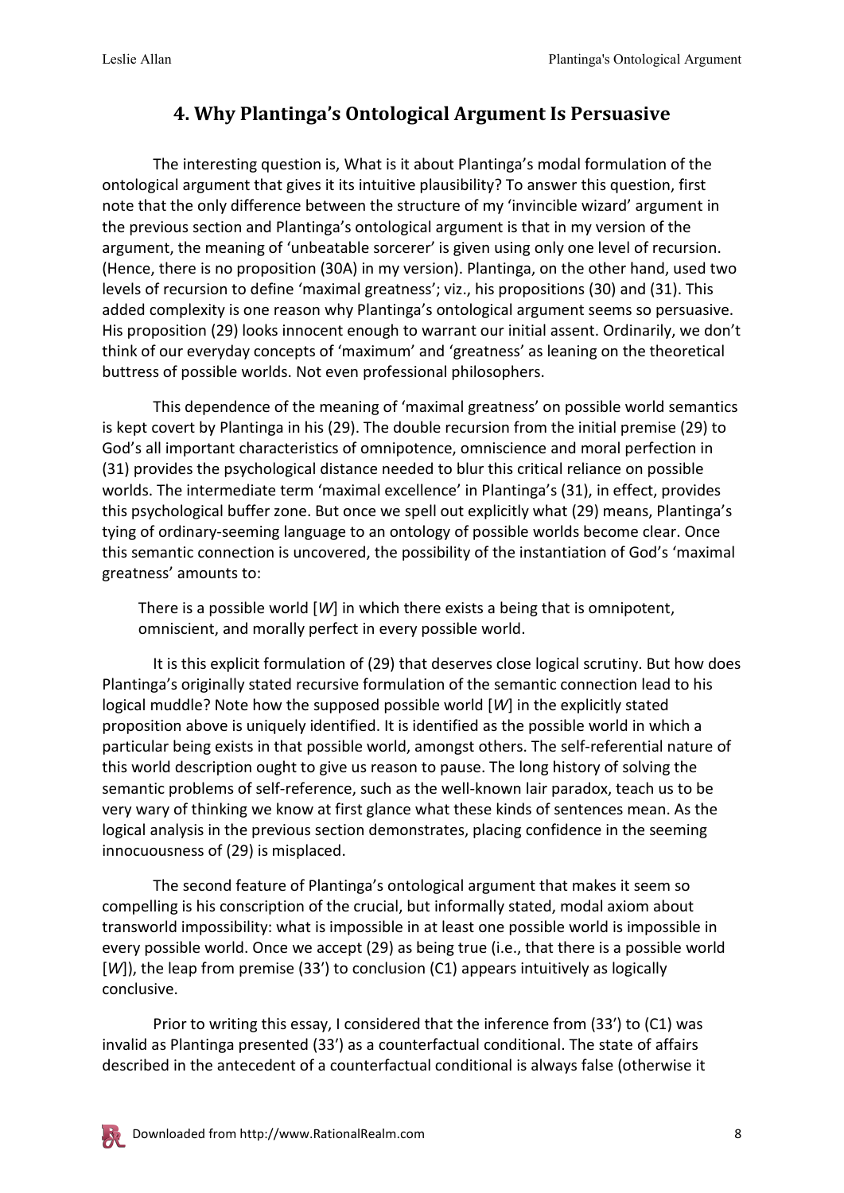## 4. Why Plantinga's Ontological Argument Is Persuasive

The interesting question is, What is it about Plantinga's modal formulation of the ontological argument that gives it its intuitive plausibility? To answer this question, first note that the only difference between the structure of my 'invincible wizard' argument in the previous section and Plantinga's ontological argument is that in my version of the argument, the meaning of 'unbeatable sorcerer' is given using only one level of recursion. (Hence, there is no proposition (30A) in my version). Plantinga, on the other hand, used two levels of recursion to define 'maximal greatness'; viz., his propositions (30) and (31). This added complexity is one reason why Plantinga's ontological argument seems so persuasive. His proposition (29) looks innocent enough to warrant our initial assent. Ordinarily, we don't think of our everyday concepts of 'maximum' and 'greatness' as leaning on the theoretical buttress of possible worlds. Not even professional philosophers.

This dependence of the meaning of 'maximal greatness' on possible world semantics is kept covert by Plantinga in his (29). The double recursion from the initial premise (29) to God's all important characteristics of omnipotence, omniscience and moral perfection in (31) provides the psychological distance needed to blur this critical reliance on possible worlds. The intermediate term 'maximal excellence' in Plantinga's (31), in effect, provides this psychological buffer zone. But once we spell out explicitly what (29) means, Plantinga's tying of ordinary-seeming language to an ontology of possible worlds become clear. Once this semantic connection is uncovered, the possibility of the instantiation of God's 'maximal greatness' amounts to:

> There is a possible world [*W*] in which there exists a being that is omnipotent, omniscient, and morally perfect in every possible world.

It is this explicit formulation of (29) that deserves close logical scrutiny. But how does Plantinga's originally stated recursive formulation of the semantic connection lead to his logical muddle? Note how the supposed possible world [*W*] in the explicitly stated proposition above is uniquely identified. It is identified as the possible world in which a particular being exists in that possible world, amongst others. The self-referential nature of this world description ought to give us reason to pause. The long history of solving the semantic problems of self-reference, such as the well-known lair paradox, teach us to be very wary of thinking we know at first glance what these kinds of sentences mean. As the logical analysis in the previous section demonstrates, placing confidence in the seeming innocuousness of (29) is misplaced.

The second feature of Plantinga's ontological argument that makes it seem so compelling is his conscription of the crucial, but informally stated, modal axiom about transworld impossibility: what is impossible in at least one possible world is impossible in every possible world. Once we accept (29) as being true (i.e., that there is a possible world [*W*]), the leap from premise (33') to conclusion (C1) appears intuitively as logically conclusive.

Prior to writing this essay, I considered that the inference from (33') to (C1) was invalid as Plantinga presented (33') as a counterfactual conditional. The state of affairs described in the antecedent of a counterfactual conditional is always false (otherwise it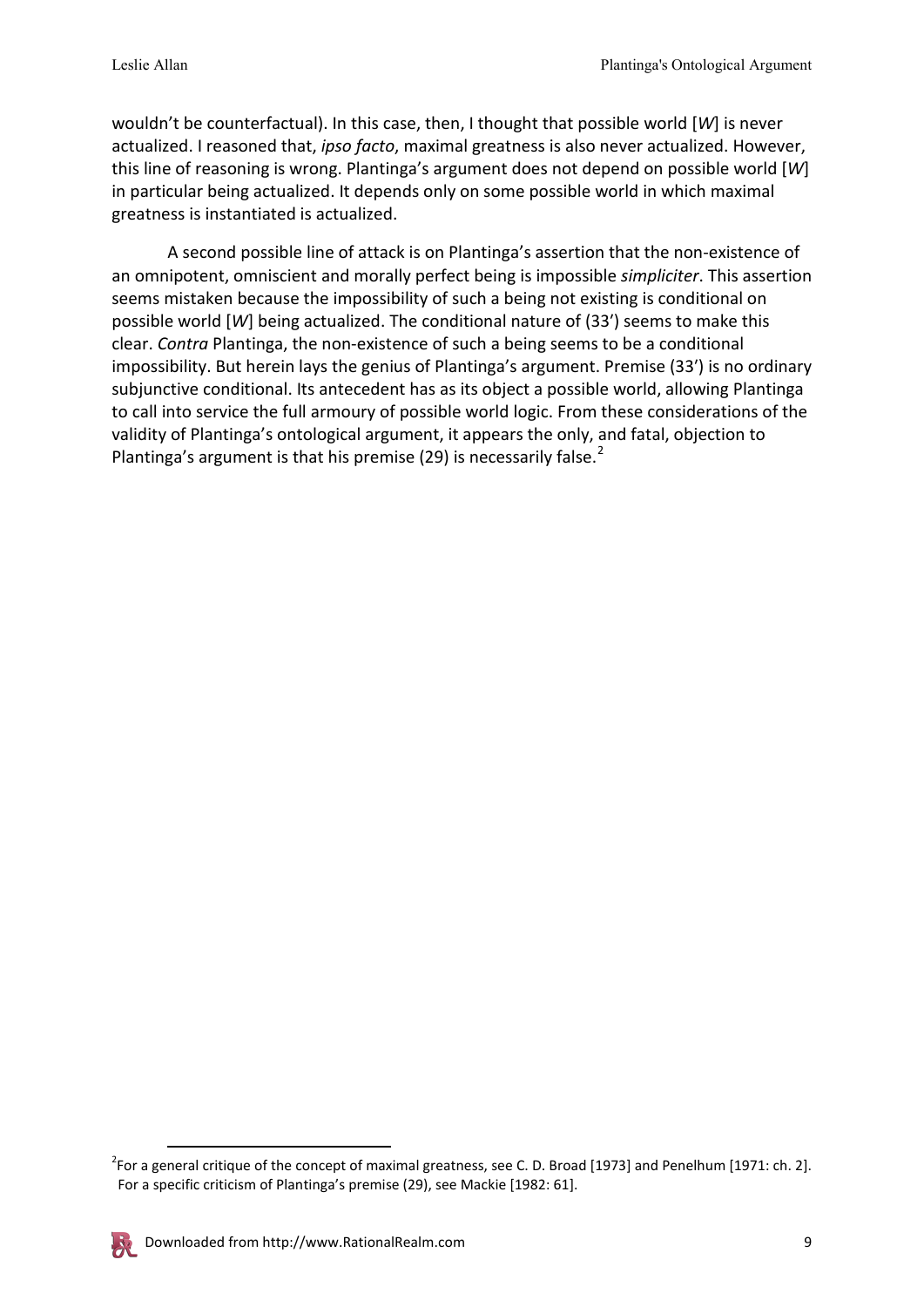wouldn't be counterfactual). In this case, then, I thought that possible world [*W*] is never actualized. I reasoned that, *ipso facto*, maximal greatness is also never actualized. However, this line of reasoning is wrong. Plantinga's argument does not depend on possible world [*W*] in particular being actualized. It depends only on some possible world in which maximal greatness is instantiated is actualized.

A second possible line of attack is on Plantinga's assertion that the non-existence of an omnipotent, omniscient and morally perfect being is impossible *simpliciter*. This assertion seems mistaken because the impossibility of such a being not existing is conditional on possible world [*W*] being actualized. The conditional nature of (33') seems to make this clear. *Contra* Plantinga, the non-existence of such a being seems to be a conditional impossibility. But herein lays the genius of Plantinga's argument. Premise (33') is no ordinary subjunctive conditional. Its antecedent has as its object a possible world, allowing Plantinga to call into service the full armoury of possible world logic. From these considerations of the validity of Plantinga's ontological argument, it appears the only, and fatal, objection to Plantinga's argument is that his premise (29) is necessarily false.[2]

---

[2] For a general critique of the concept of maximal greatness, see C. D. Broad [1973] and Penelhum [1971: ch. 2]. For a specific criticism of Plantinga's premise (29), see Mackie [1982: 61].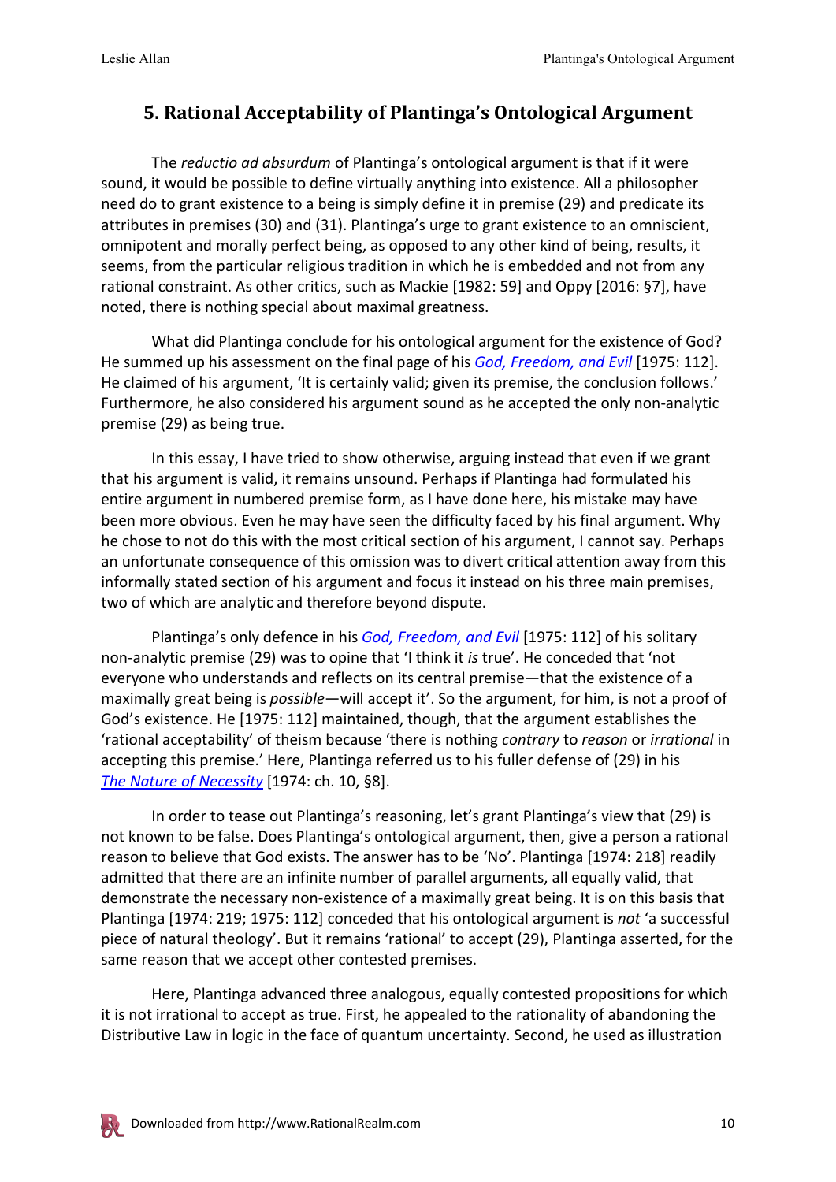## 5. Rational Acceptability of Plantinga's Ontological Argument

The *reductio ad absurdum* of Plantinga's ontological argument is that if it were sound, it would be possible to define virtually anything into existence. All a philosopher need do to grant existence to a being is simply define it in premise (29) and predicate its attributes in premises (30) and (31). Plantinga's urge to grant existence to an omniscient, omnipotent and morally perfect being, as opposed to any other kind of being, results, it seems, from the particular religious tradition in which he is embedded and not from any rational constraint. As other critics, such as Mackie [1982: 59] and Oppy [2016: §7], have noted, there is nothing special about maximal greatness.

What did Plantinga conclude for his ontological argument for the existence of God? He summed up his assessment on the final page of his *God, Freedom, and Evil* [1975: 112]. He claimed of his argument, 'It is certainly valid; given its premise, the conclusion follows.' Furthermore, he also considered his argument sound as he accepted the only non-analytic premise (29) as being true.

In this essay, I have tried to show otherwise, arguing instead that even if we grant that his argument is valid, it remains unsound. Perhaps if Plantinga had formulated his entire argument in numbered premise form, as I have done here, his mistake may have been more obvious. Even he may have seen the difficulty faced by his final argument. Why he chose to not do this with the most critical section of his argument, I cannot say. Perhaps an unfortunate consequence of this omission was to divert critical attention away from this informally stated section of his argument and focus it instead on his three main premises, two of which are analytic and therefore beyond dispute.

Plantinga's only defence in his *God, Freedom, and Evil* [1975: 112] of his solitary non-analytic premise (29) was to opine that 'I think it *is* true'. He conceded that 'not everyone who understands and reflects on its central premise—that the existence of a maximally great being is *possible*—will accept it'. So the argument, for him, is not a proof of God's existence. He [1975: 112] maintained, though, that the argument establishes the 'rational acceptability' of theism because 'there is nothing *contrary* to *reason* or *irrational* in accepting this premise.' Here, Plantinga referred us to his fuller defense of (29) in his *The Nature of Necessity* [1974: ch. 10, §8].

In order to tease out Plantinga's reasoning, let's grant Plantinga's view that (29) is not known to be false. Does Plantinga's ontological argument, then, give a person a rational reason to believe that God exists. The answer has to be 'No'. Plantinga [1974: 218] readily admitted that there are an infinite number of parallel arguments, all equally valid, that demonstrate the necessary non-existence of a maximally great being. It is on this basis that Plantinga [1974: 219; 1975: 112] conceded that his ontological argument is *not* 'a successful piece of natural theology'. But it remains 'rational' to accept (29), Plantinga asserted, for the same reason that we accept other contested premises.

Here, Plantinga advanced three analogous, equally contested propositions for which it is not irrational to accept as true. First, he appealed to the rationality of abandoning the Distributive Law in logic in the face of quantum uncertainty. Second, he used as illustration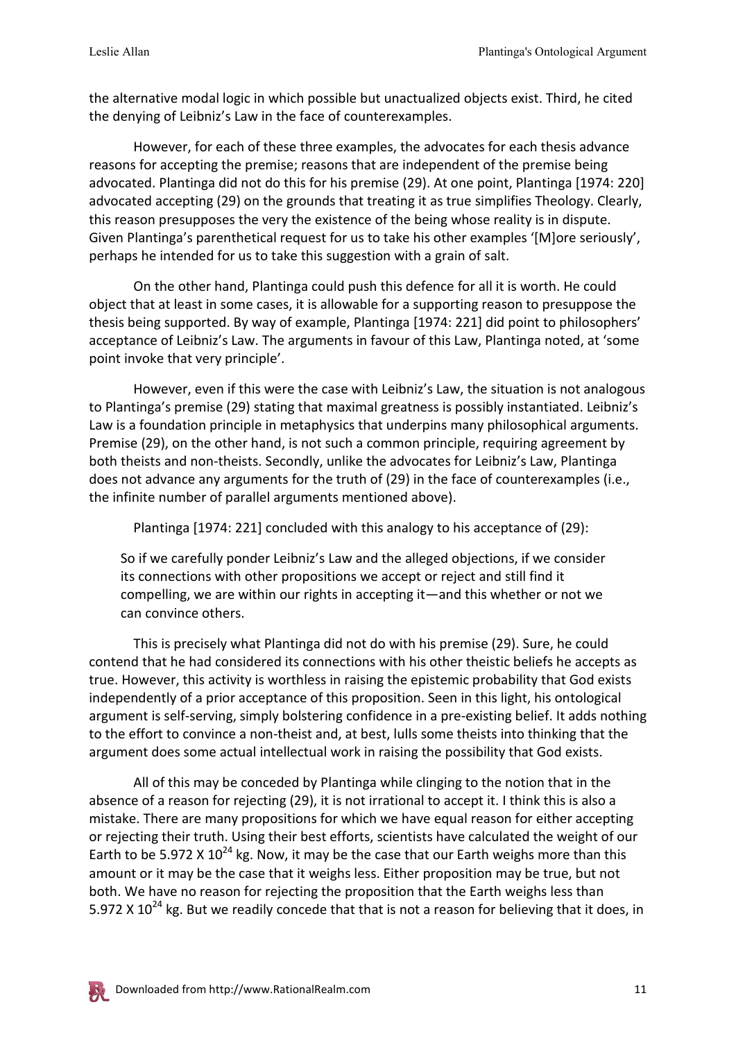the alternative modal logic in which possible but unactualized objects exist. Third, he cited the denying of Leibniz's Law in the face of counterexamples.

However, for each of these three examples, the advocates for each thesis advance reasons for accepting the premise; reasons that are independent of the premise being advocated. Plantinga did not do this for his premise (29). At one point, Plantinga [1974: 220] advocated accepting (29) on the grounds that treating it as true simplifies Theology. Clearly, this reason presupposes the very the existence of the being whose reality is in dispute. Given Plantinga's parenthetical request for us to take his other examples '[M]ore seriously', perhaps he intended for us to take this suggestion with a grain of salt.

On the other hand, Plantinga could push this defence for all it is worth. He could object that at least in some cases, it is allowable for a supporting reason to presuppose the thesis being supported. By way of example, Plantinga [1974: 221] did point to philosophers' acceptance of Leibniz's Law. The arguments in favour of this Law, Plantinga noted, at 'some point invoke that very principle'.

However, even if this were the case with Leibniz's Law, the situation is not analogous to Plantinga's premise (29) stating that maximal greatness is possibly instantiated. Leibniz's Law is a foundation principle in metaphysics that underpins many philosophical arguments. Premise (29), on the other hand, is not such a common principle, requiring agreement by both theists and non-theists. Secondly, unlike the advocates for Leibniz's Law, Plantinga does not advance any arguments for the truth of (29) in the face of counterexamples (i.e., the infinite number of parallel arguments mentioned above).

Plantinga [1974: 221] concluded with this analogy to his acceptance of (29):

> So if we carefully ponder Leibniz's Law and the alleged objections, if we consider its connections with other propositions we accept or reject and still find it compelling, we are within our rights in accepting it—and this whether or not we can convince others.

This is precisely what Plantinga did not do with his premise (29). Sure, he could contend that he had considered its connections with his other theistic beliefs he accepts as true. However, this activity is worthless in raising the epistemic probability that God exists independently of a prior acceptance of this proposition. Seen in this light, his ontological argument is self-serving, simply bolstering confidence in a pre-existing belief. It adds nothing to the effort to convince a non-theist and, at best, lulls some theists into thinking that the argument does some actual intellectual work in raising the possibility that God exists.

All of this may be conceded by Plantinga while clinging to the notion that in the absence of a reason for rejecting (29), it is not irrational to accept it. I think this is also a mistake. There are many propositions for which we have equal reason for either accepting or rejecting their truth. Using their best efforts, scientists have calculated the weight of our Earth to be $5.972 \times 10^{24}$ kg. Now, it may be the case that our Earth weighs more than this amount or it may be the case that it weighs less. Either proposition may be true, but not both. We have no reason for rejecting the proposition that the Earth weighs less than $5.972 \times 10^{24}$ kg. But we readily concede that that is not a reason for believing that it does, in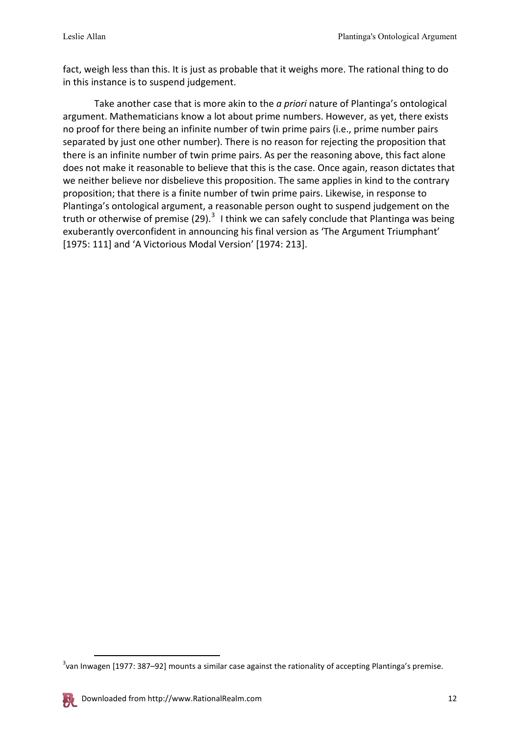fact, weigh less than this. It is just as probable that it weighs more. The rational thing to do in this instance is to suspend judgement.

Take another case that is more akin to the *a priori* nature of Plantinga's ontological argument. Mathematicians know a lot about prime numbers. However, as yet, there exists no proof for there being an infinite number of twin prime pairs (i.e., prime number pairs separated by just one other number). There is no reason for rejecting the proposition that there is an infinite number of twin prime pairs. As per the reasoning above, this fact alone does not make it reasonable to believe that this is the case. Once again, reason dictates that we neither believe nor disbelieve this proposition. The same applies in kind to the contrary proposition; that there is a finite number of twin prime pairs. Likewise, in response to Plantinga's ontological argument, a reasonable person ought to suspend judgement on the truth or otherwise of premise (29).[3] I think we can safely conclude that Plantinga was being exuberantly overconfident in announcing his final version as 'The Argument Triumphant' [1975: 111] and 'A Victorious Modal Version' [1974: 213].

---

[3] van Inwagen [1977: 387–92] mounts a similar case against the rationality of accepting Plantinga's premise.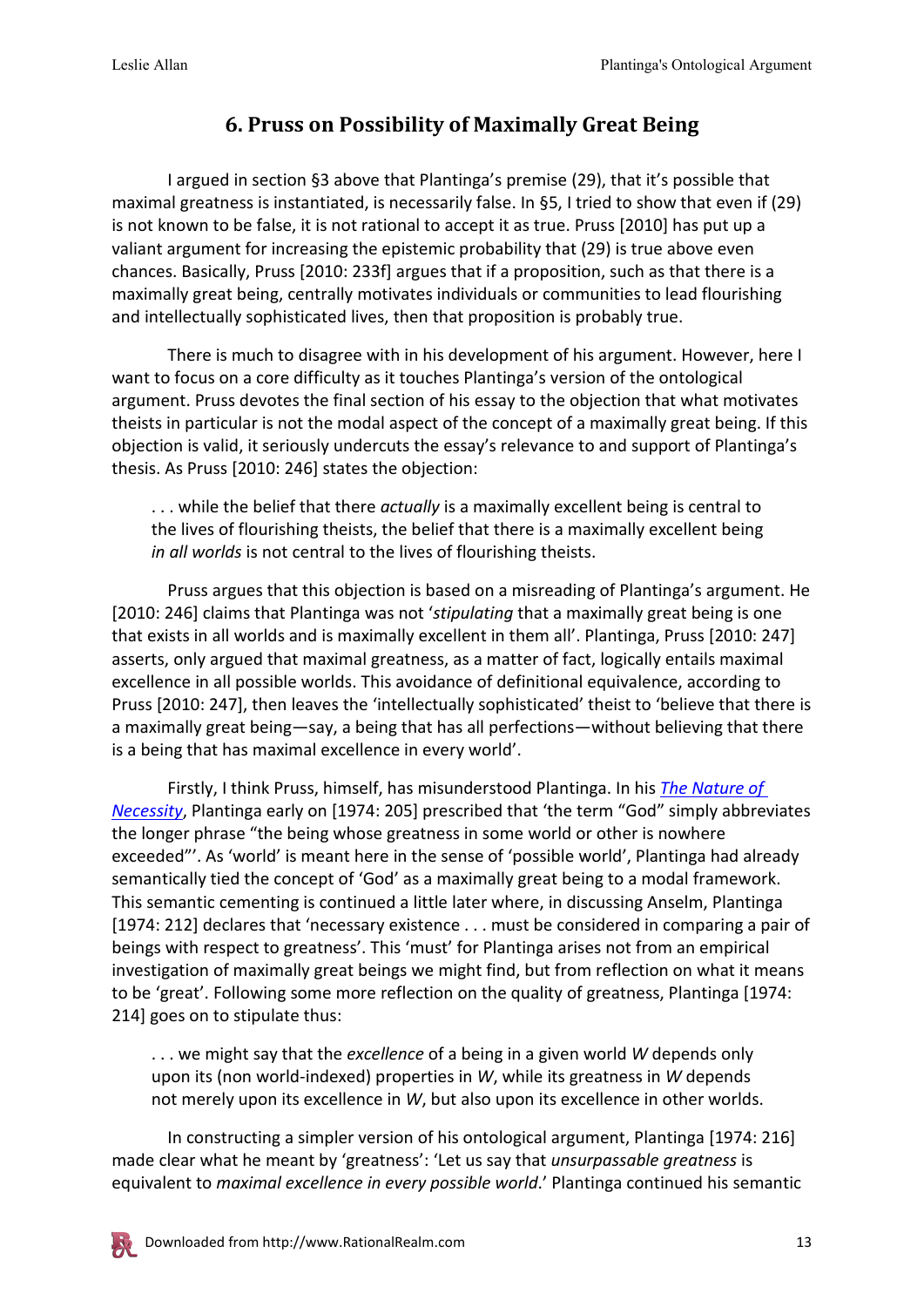## 6. Pruss on Possibility of Maximally Great Being

I argued in section §3 above that Plantinga's premise (29), that it's possible that maximal greatness is instantiated, is necessarily false. In §5, I tried to show that even if (29) is not known to be false, it is not rational to accept it as true. Pruss [2010] has put up a valiant argument for increasing the epistemic probability that (29) is true above even chances. Basically, Pruss [2010: 233f] argues that if a proposition, such as that there is a maximally great being, centrally motivates individuals or communities to lead flourishing and intellectually sophisticated lives, then that proposition is probably true.

There is much to disagree with in his development of his argument. However, here I want to focus on a core difficulty as it touches Plantinga's version of the ontological argument. Pruss devotes the final section of his essay to the objection that what motivates theists in particular is not the modal aspect of the concept of a maximally great being. If this objection is valid, it seriously undercuts the essay's relevance to and support of Plantinga's thesis. As Pruss [2010: 246] states the objection:

> . . . while the belief that there *actually* is a maximally excellent being is central to the lives of flourishing theists, the belief that there is a maximally excellent being *in all worlds* is not central to the lives of flourishing theists.

Pruss argues that this objection is based on a misreading of Plantinga's argument. He [2010: 246] claims that Plantinga was not '*stipulating* that a maximally great being is one that exists in all worlds and is maximally excellent in them all'. Plantinga, Pruss [2010: 247] asserts, only argued that maximal greatness, as a matter of fact, logically entails maximal excellence in all possible worlds. This avoidance of definitional equivalence, according to Pruss [2010: 247], then leaves the 'intellectually sophisticated' theist to 'believe that there is a maximally great being—say, a being that has all perfections—without believing that there is a being that has maximal excellence in every world'.

Firstly, I think Pruss, himself, has misunderstood Plantinga. In his *The Nature of Necessity*, Plantinga early on [1974: 205] prescribed that 'the term "God" simply abbreviates the longer phrase "the being whose greatness in some world or other is nowhere exceeded"'. As 'world' is meant here in the sense of 'possible world', Plantinga had already semantically tied the concept of 'God' as a maximally great being to a modal framework. This semantic cementing is continued a little later where, in discussing Anselm, Plantinga [1974: 212] declares that 'necessary existence . . . must be considered in comparing a pair of beings with respect to greatness'. This 'must' for Plantinga arises not from an empirical investigation of maximally great beings we might find, but from reflection on what it means to be 'great'. Following some more reflection on the quality of greatness, Plantinga [1974: 214] goes on to stipulate thus:

> . . . we might say that the *excellence* of a being in a given world *W* depends only upon its (non world-indexed) properties in *W*, while its greatness in *W* depends not merely upon its excellence in *W*, but also upon its excellence in other worlds.

In constructing a simpler version of his ontological argument, Plantinga [1974: 216] made clear what he meant by 'greatness': 'Let us say that *unsurpassable greatness* is equivalent to *maximal excellence in every possible world*.' Plantinga continued his semantic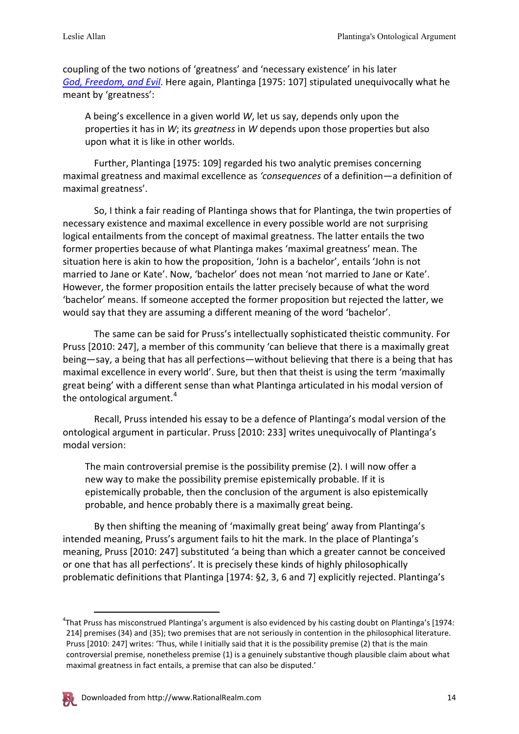coupling of the two notions of 'greatness' and 'necessary existence' in his later *God, Freedom, and Evil*. Here again, Plantinga [1975: 107] stipulated unequivocally what he meant by 'greatness':

> A being's excellence in a given world *W*, let us say, depends only upon the properties it has in *W*; its *greatness* in *W* depends upon those properties but also upon what it is like in other worlds.

Further, Plantinga [1975: 109] regarded his two analytic premises concerning maximal greatness and maximal excellence as *'consequences* of a definition—a definition of maximal greatness'.

So, I think a fair reading of Plantinga shows that for Plantinga, the twin properties of necessary existence and maximal excellence in every possible world are not surprising logical entailments from the concept of maximal greatness. The latter entails the two former properties because of what Plantinga makes 'maximal greatness' mean. The situation here is akin to how the proposition, 'John is a bachelor', entails 'John is not married to Jane or Kate'. Now, 'bachelor' does not mean 'not married to Jane or Kate'. However, the former proposition entails the latter precisely because of what the word 'bachelor' means. If someone accepted the former proposition but rejected the latter, we would say that they are assuming a different meaning of the word 'bachelor'.

The same can be said for Pruss's intellectually sophisticated theistic community. For Pruss [2010: 247], a member of this community 'can believe that there is a maximally great being—say, a being that has all perfections—without believing that there is a being that has maximal excellence in every world'. Sure, but then that theist is using the term 'maximally great being' with a different sense than what Plantinga articulated in his modal version of the ontological argument.[4]

Recall, Pruss intended his essay to be a defence of Plantinga's modal version of the ontological argument in particular. Pruss [2010: 233] writes unequivocally of Plantinga's modal version:

> The main controversial premise is the possibility premise (2). I will now offer a new way to make the possibility premise epistemically probable. If it is epistemically probable, then the conclusion of the argument is also epistemically probable, and hence probably there is a maximally great being.

By then shifting the meaning of 'maximally great being' away from Plantinga's intended meaning, Pruss's argument fails to hit the mark. In the place of Plantinga's meaning, Pruss [2010: 247] substituted 'a being than which a greater cannot be conceived or one that has all perfections'. It is precisely these kinds of highly philosophically problematic definitions that Plantinga [1974: §2, 3, 6 and 7] explicitly rejected. Plantinga's

---

[4] That Pruss has misconstrued Plantinga's argument is also evidenced by his casting doubt on Plantinga's [1974: 214] premises (34) and (35); two premises that are not seriously in contention in the philosophical literature. Pruss [2010: 247] writes: 'Thus, while I initially said that it is the possibility premise (2) that is the main controversial premise, nonetheless premise (1) is a genuinely substantive though plausible claim about what maximal greatness in fact entails, a premise that can also be disputed.'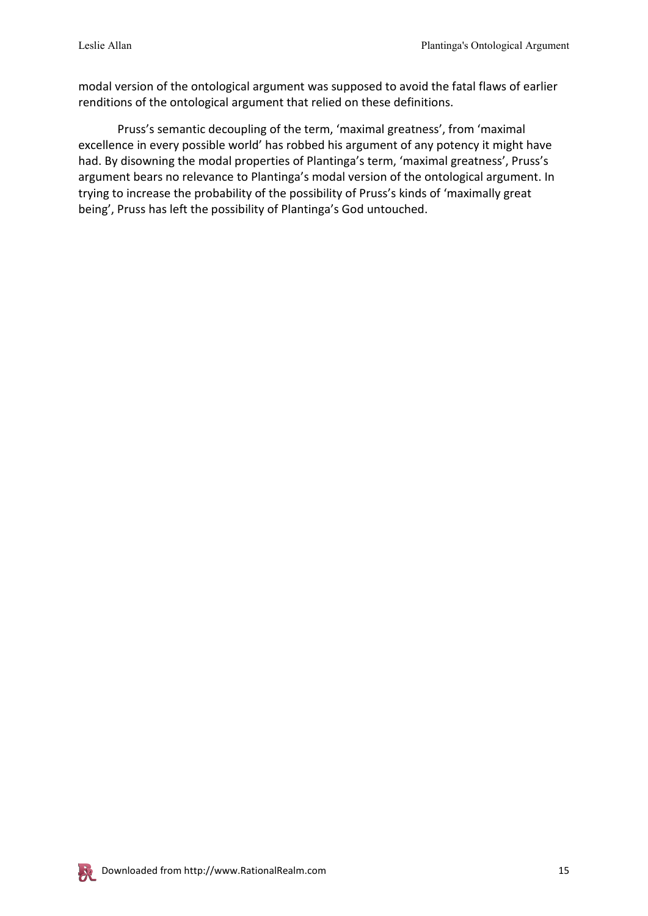modal version of the ontological argument was supposed to avoid the fatal flaws of earlier renditions of the ontological argument that relied on these definitions.

Pruss's semantic decoupling of the term, 'maximal greatness', from 'maximal excellence in every possible world' has robbed his argument of any potency it might have had. By disowning the modal properties of Plantinga's term, 'maximal greatness', Pruss's argument bears no relevance to Plantinga's modal version of the ontological argument. In trying to increase the probability of the possibility of Pruss's kinds of 'maximally great being', Pruss has left the possibility of Plantinga's God untouched.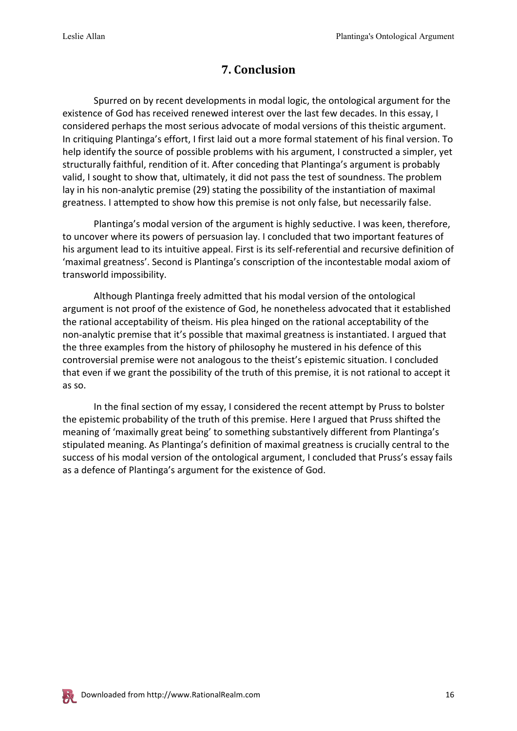## 7. Conclusion

Spurred on by recent developments in modal logic, the ontological argument for the existence of God has received renewed interest over the last few decades. In this essay, I considered perhaps the most serious advocate of modal versions of this theistic argument. In critiquing Plantinga's effort, I first laid out a more formal statement of his final version. To help identify the source of possible problems with his argument, I constructed a simpler, yet structurally faithful, rendition of it. After conceding that Plantinga's argument is probably valid, I sought to show that, ultimately, it did not pass the test of soundness. The problem lay in his non-analytic premise (29) stating the possibility of the instantiation of maximal greatness. I attempted to show how this premise is not only false, but necessarily false.

Plantinga's modal version of the argument is highly seductive. I was keen, therefore, to uncover where its powers of persuasion lay. I concluded that two important features of his argument lead to its intuitive appeal. First is its self-referential and recursive definition of 'maximal greatness'. Second is Plantinga's conscription of the incontestable modal axiom of transworld impossibility.

Although Plantinga freely admitted that his modal version of the ontological argument is not proof of the existence of God, he nonetheless advocated that it established the rational acceptability of theism. His plea hinged on the rational acceptability of the non-analytic premise that it's possible that maximal greatness is instantiated. I argued that the three examples from the history of philosophy he mustered in his defence of this controversial premise were not analogous to the theist's epistemic situation. I concluded that even if we grant the possibility of the truth of this premise, it is not rational to accept it as so.

In the final section of my essay, I considered the recent attempt by Pruss to bolster the epistemic probability of the truth of this premise. Here I argued that Pruss shifted the meaning of 'maximally great being' to something substantively different from Plantinga's stipulated meaning. As Plantinga's definition of maximal greatness is crucially central to the success of his modal version of the ontological argument, I concluded that Pruss's essay fails as a defence of Plantinga's argument for the existence of God.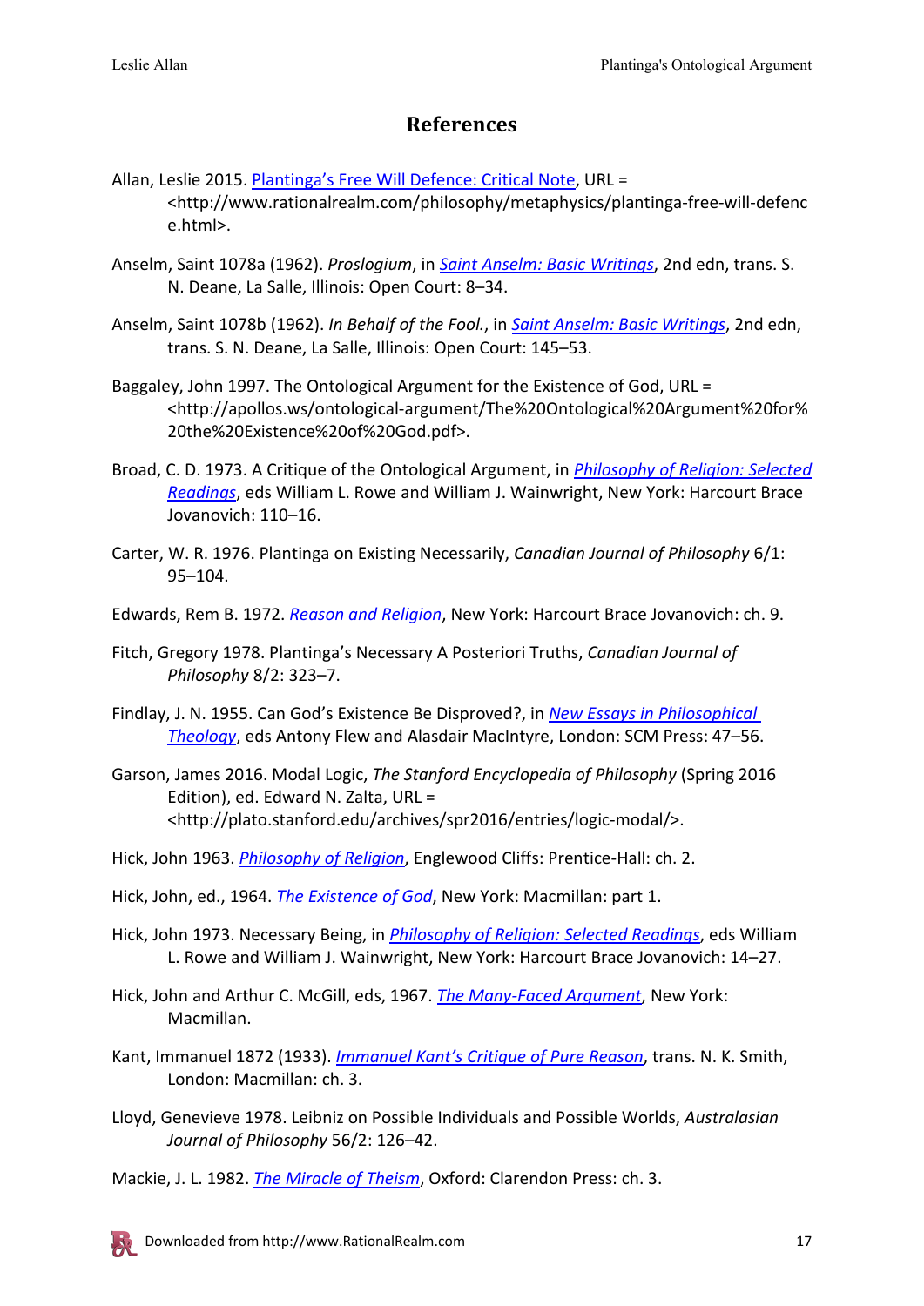# References

Allan, Leslie 2015. Plantinga's Free Will Defence: Critical Note, URL = <http://www.rationalrealm.com/philosophy/metaphysics/plantinga-free-will-defence.html>.

Anselm, Saint 1078a (1962). *Proslogium*, in Saint Anselm: Basic Writings, 2nd edn, trans. S. N. Deane, La Salle, Illinois: Open Court: 8–34.

Anselm, Saint 1078b (1962). *In Behalf of the Fool.*, in Saint Anselm: Basic Writings, 2nd edn, trans. S. N. Deane, La Salle, Illinois: Open Court: 145–53.

Baggaley, John 1997. The Ontological Argument for the Existence of God, URL = <http://apollos.ws/ontological-argument/The%20Ontological%20Argument%20for%20the%20Existence%20of%20God.pdf>.

Broad, C. D. 1973. A Critique of the Ontological Argument, in *Philosophy of Religion: Selected Readings*, eds William L. Rowe and William J. Wainwright, New York: Harcourt Brace Jovanovich: 110–16.

Carter, W. R. 1976. Plantinga on Existing Necessarily, *Canadian Journal of Philosophy* 6/1: 95–104.

Edwards, Rem B. 1972. *Reason and Religion*, New York: Harcourt Brace Jovanovich: ch. 9.

Fitch, Gregory 1978. Plantinga's Necessary A Posteriori Truths, *Canadian Journal of Philosophy* 8/2: 323–7.

Findlay, J. N. 1955. Can God's Existence Be Disproved?, in *New Essays in Philosophical Theology*, eds Antony Flew and Alasdair MacIntyre, London: SCM Press: 47–56.

Garson, James 2016. Modal Logic, *The Stanford Encyclopedia of Philosophy* (Spring 2016 Edition), ed. Edward N. Zalta, URL = <http://plato.stanford.edu/archives/spr2016/entries/logic-modal/>.

Hick, John 1963. *Philosophy of Religion*, Englewood Cliffs: Prentice-Hall: ch. 2.

Hick, John, ed., 1964. *The Existence of God*, New York: Macmillan: part 1.

Hick, John 1973. Necessary Being, in *Philosophy of Religion: Selected Readings*, eds William L. Rowe and William J. Wainwright, New York: Harcourt Brace Jovanovich: 14–27.

Hick, John and Arthur C. McGill, eds, 1967. *The Many-Faced Argument*, New York: Macmillan.

Kant, Immanuel 1872 (1933). *Immanuel Kant's Critique of Pure Reason*, trans. N. K. Smith, London: Macmillan: ch. 3.

Lloyd, Genevieve 1978. Leibniz on Possible Individuals and Possible Worlds, *Australasian Journal of Philosophy* 56/2: 126–42.

Mackie, J. L. 1982. *The Miracle of Theism*, Oxford: Clarendon Press: ch. 3.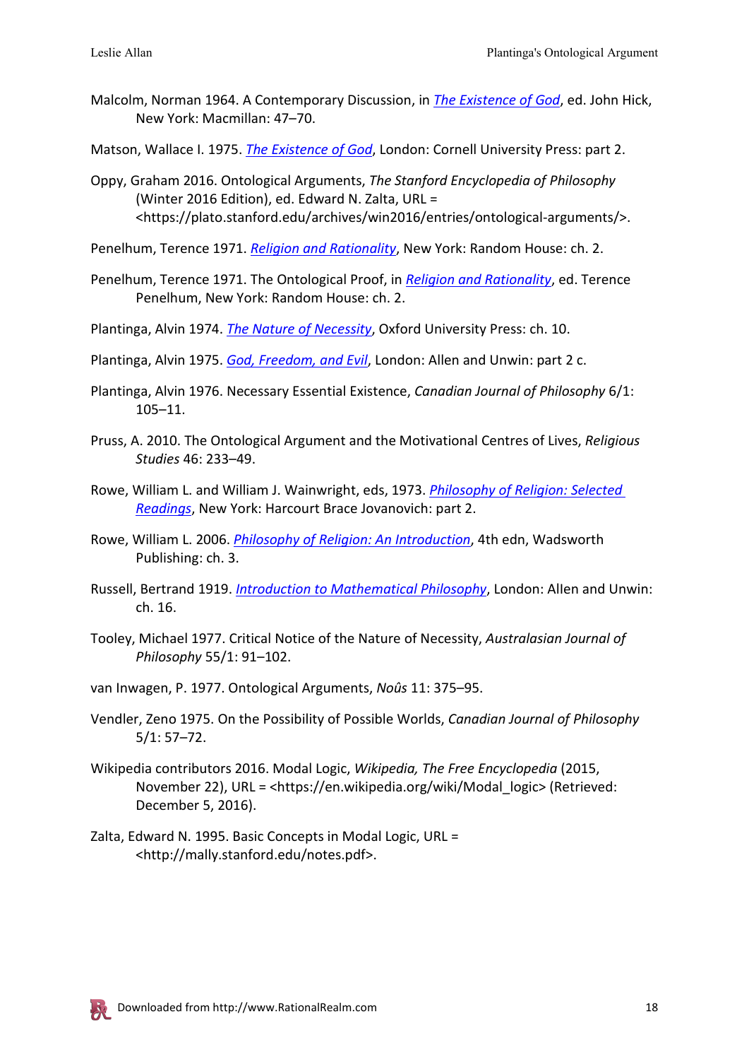Malcolm, Norman 1964. A Contemporary Discussion, in *The Existence of God*, ed. John Hick, New York: Macmillan: 47–70.

Matson, Wallace I. 1975. *The Existence of God*, London: Cornell University Press: part 2.

Oppy, Graham 2016. Ontological Arguments, *The Stanford Encyclopedia of Philosophy* (Winter 2016 Edition), ed. Edward N. Zalta, URL = <https://plato.stanford.edu/archives/win2016/entries/ontological-arguments/>.

Penelhum, Terence 1971. *Religion and Rationality*, New York: Random House: ch. 2.

Penelhum, Terence 1971. The Ontological Proof, in *Religion and Rationality*, ed. Terence Penelhum, New York: Random House: ch. 2.

Plantinga, Alvin 1974. *The Nature of Necessity*, Oxford University Press: ch. 10.

Plantinga, Alvin 1975. *God, Freedom, and Evil*, London: Allen and Unwin: part 2 c.

Plantinga, Alvin 1976. Necessary Essential Existence, *Canadian Journal of Philosophy* 6/1: 105–11.

Pruss, A. 2010. The Ontological Argument and the Motivational Centres of Lives, *Religious Studies* 46: 233–49.

Rowe, William L. and William J. Wainwright, eds, 1973. *Philosophy of Religion: Selected Readings*, New York: Harcourt Brace Jovanovich: part 2.

Rowe, William L. 2006. *Philosophy of Religion: An Introduction*, 4th edn, Wadsworth Publishing: ch. 3.

Russell, Bertrand 1919. *Introduction to Mathematical Philosophy*, London: Allen and Unwin: ch. 16.

Tooley, Michael 1977. Critical Notice of the Nature of Necessity, *Australasian Journal of Philosophy* 55/1: 91–102.

van Inwagen, P. 1977. Ontological Arguments, *Noûs* 11: 375–95.

Vendler, Zeno 1975. On the Possibility of Possible Worlds, *Canadian Journal of Philosophy* 5/1: 57–72.

Wikipedia contributors 2016. Modal Logic, *Wikipedia, The Free Encyclopedia* (2015, November 22), URL = <https://en.wikipedia.org/wiki/Modal_logic> (Retrieved: December 5, 2016).

Zalta, Edward N. 1995. Basic Concepts in Modal Logic, URL = <http://mally.stanford.edu/notes.pdf>.